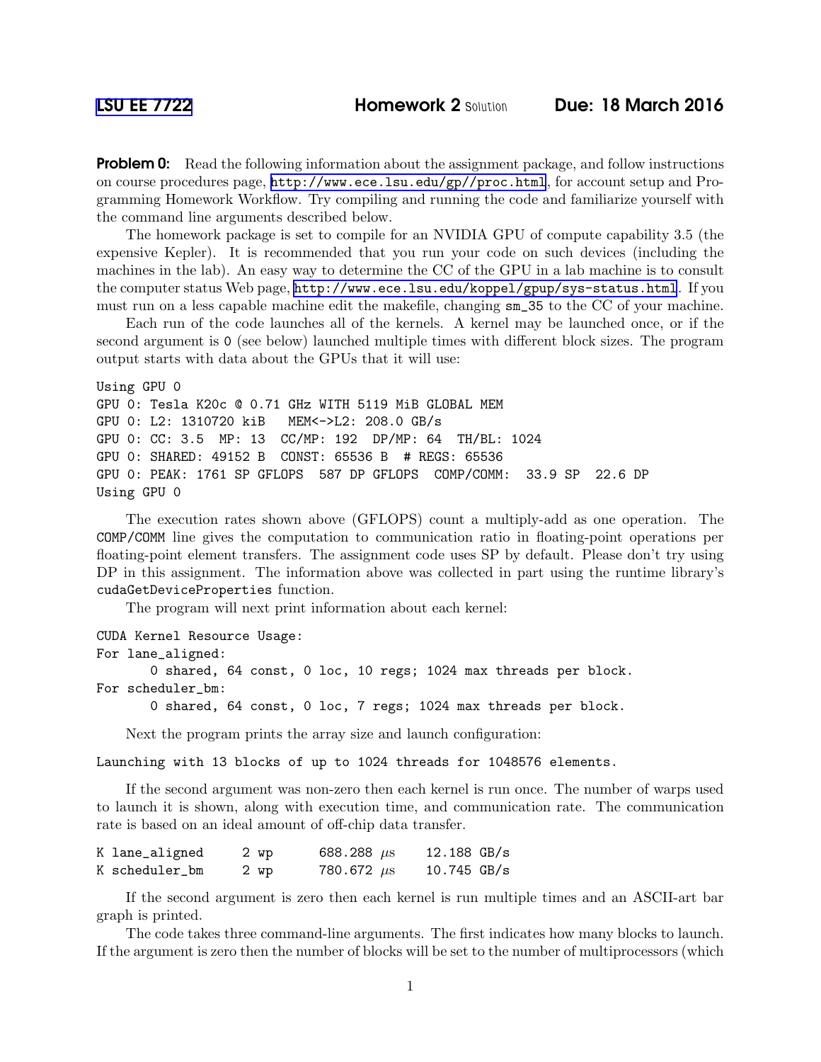# LSU EE 7722 Homework 2 Solution Due: 18 March 2016

**Problem 0:** Read the following information about the assignment package, and follow instructions on course procedures page, http://www.ece.lsu.edu/gp//proc.html, for account setup and Programming Homework Workflow. Try compiling and running the code and familiarize yourself with the command line arguments described below.

The homework package is set to compile for an NVIDIA GPU of compute capability 3.5 (the expensive Kepler). It is recommended that you run your code on such devices (including the machines in the lab). An easy way to determine the CC of the GPU in a lab machine is to consult the computer status Web page, http://www.ece.lsu.edu/koppel/gpup/sys-status.html. If you must run on a less capable machine edit the makefile, changing sm_35 to the CC of your machine.

Each run of the code launches all of the kernels. A kernel may be launched once, or if the second argument is 0 (see below) launched multiple times with different block sizes. The program output starts with data about the GPUs that it will use:

```
Using GPU 0
GPU 0: Tesla K20c @ 0.71 GHz WITH 5119 MiB GLOBAL MEM
GPU 0: L2: 1310720 kiB   MEM<->L2: 208.0 GB/s
GPU 0: CC: 3.5  MP: 13  CC/MP: 192  DP/MP: 64  TH/BL: 1024
GPU 0: SHARED: 49152 B  CONST: 65536 B  # REGS: 65536
GPU 0: PEAK: 1761 SP GFLOPS  587 DP GFLOPS  COMP/COMM:  33.9 SP  22.6 DP
Using GPU 0
```

The execution rates shown above (GFLOPS) count a multiply-add as one operation. The COMP/COMM line gives the computation to communication ratio in floating-point operations per floating-point element transfers. The assignment code uses SP by default. Please don't try using DP in this assignment. The information above was collected in part using the runtime library's cudaGetDeviceProperties function.

The program will next print information about each kernel:

```
CUDA Kernel Resource Usage:
For lane_aligned:
      0 shared, 64 const, 0 loc, 10 regs; 1024 max threads per block.
For scheduler_bm:
      0 shared, 64 const, 0 loc, 7 regs; 1024 max threads per block.
```

Next the program prints the array size and launch configuration:

```
Launching with 13 blocks of up to 1024 threads for 1048576 elements.
```

If the second argument was non-zero then each kernel is run once. The number of warps used to launch it is shown, along with execution time, and communication rate. The communication rate is based on an ideal amount of off-chip data transfer.

```
K lane_aligned     2 wp      688.288 µs     12.188 GB/s
K scheduler_bm     2 wp      780.672 µs     10.745 GB/s
```

If the second argument is zero then each kernel is run multiple times and an ASCII-art bar graph is printed.

The code takes three command-line arguments. The first indicates how many blocks to launch. If the argument is zero then the number of blocks will be set to the number of multiprocessors (which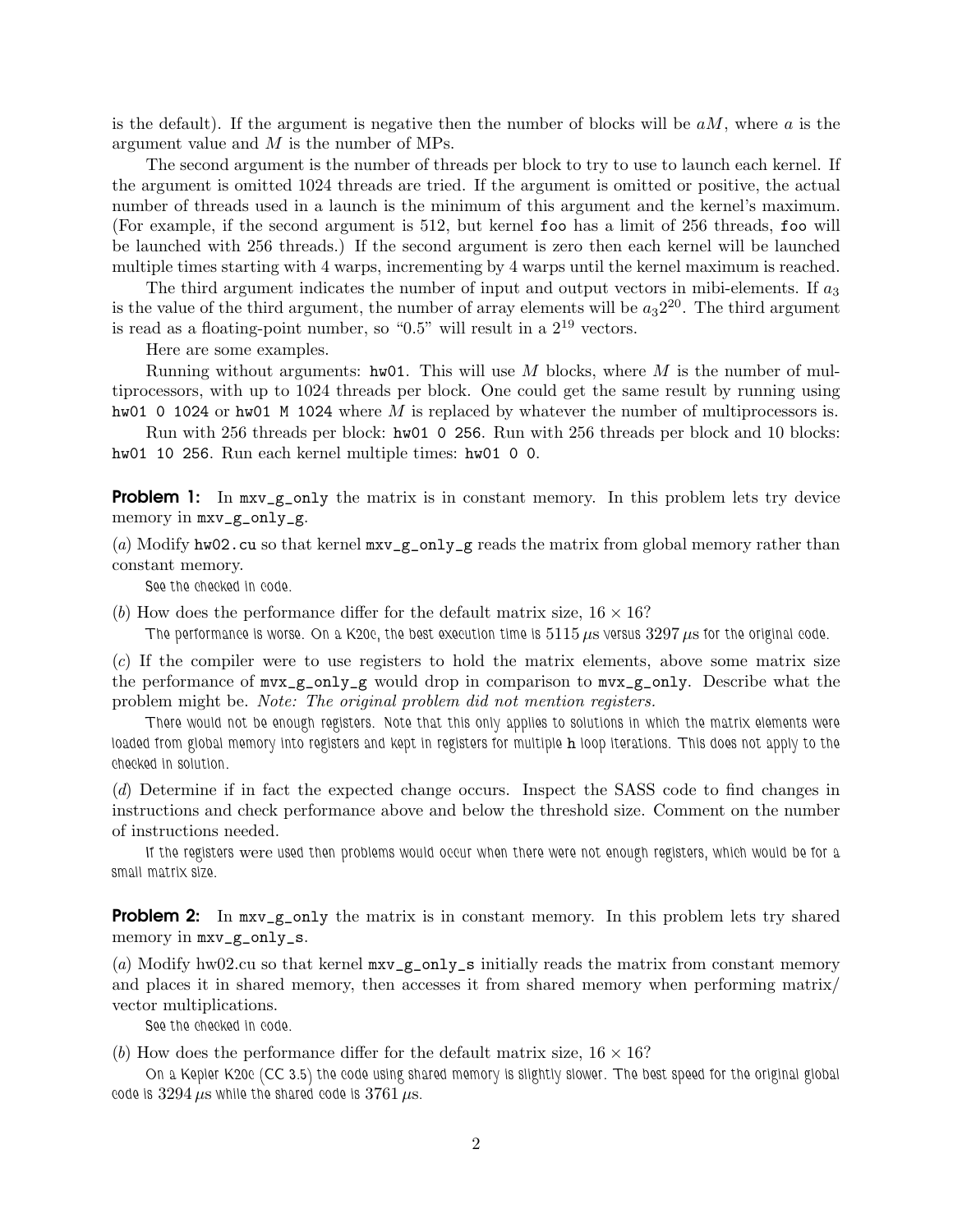is the default). If the argument is negative then the number of blocks will be $aM$, where $a$ is the argument value and $M$ is the number of MPs.

The second argument is the number of threads per block to try to use to launch each kernel. If the argument is omitted 1024 threads are tried. If the argument is omitted or positive, the actual number of threads used in a launch is the minimum of this argument and the kernel's maximum. (For example, if the second argument is 512, but kernel `foo` has a limit of 256 threads, `foo` will be launched with 256 threads.) If the second argument is zero then each kernel will be launched multiple times starting with 4 warps, incrementing by 4 warps until the kernel maximum is reached.

The third argument indicates the number of input and output vectors in mibi-elements. If $a_3$ is the value of the third argument, the number of array elements will be $a_3 2^{20}$. The third argument is read as a floating-point number, so "0.5" will result in a $2^{19}$ vectors.

Here are some examples.

Running without arguments: `hw01`. This will use $M$ blocks, where $M$ is the number of multiprocessors, with up to 1024 threads per block. One could get the same result by running using `hw01 0 1024` or `hw01 M 1024` where $M$ is replaced by whatever the number of multiprocessors is.

Run with 256 threads per block: `hw01 0 256`. Run with 256 threads per block and 10 blocks: `hw01 10 256`. Run each kernel multiple times: `hw01 0 0`.

**Problem 1:** In `mxv_g_only` the matrix is in constant memory. In this problem lets try device memory in `mxv_g_only_g`.

(*a*) Modify `hw02.cu` so that kernel `mxv_g_only_g` reads the matrix from global memory rather than constant memory.

See the checked in code.

(*b*) How does the performance differ for the default matrix size, $16 \times 16$?

The performance is worse. On a K20c, the best execution time is $5115\,\mu$s versus $3297\,\mu$s for the original code.

(*c*) If the compiler were to use registers to hold the matrix elements, above some matrix size the performance of `mvx_g_only_g` would drop in comparison to `mvx_g_only`. Describe what the problem might be. *Note: The original problem did not mention registers.*

There would not be enough registers. Note that this only applies to solutions in which the matrix elements were loaded from global memory into registers and kept in registers for multiple `h` loop iterations. This does not apply to the checked in solution.

(*d*) Determine if in fact the expected change occurs. Inspect the SASS code to find changes in instructions and check performance above and below the threshold size. Comment on the number of instructions needed.

If the registers were used then problems would occur when there were not enough registers, which would be for a small matrix size.

**Problem 2:** In `mxv_g_only` the matrix is in constant memory. In this problem lets try shared memory in `mxv_g_only_s`.

(*a*) Modify hw02.cu so that kernel `mxv_g_only_s` initially reads the matrix from constant memory and places it in shared memory, then accesses it from shared memory when performing matrix/vector multiplications.

See the checked in code.

(*b*) How does the performance differ for the default matrix size, $16 \times 16$?

On a Kepler K20c (CC 3.5) the code using shared memory is slightly slower. The best speed for the original global code is $3294\,\mu$s while the shared code is $3761\,\mu$s.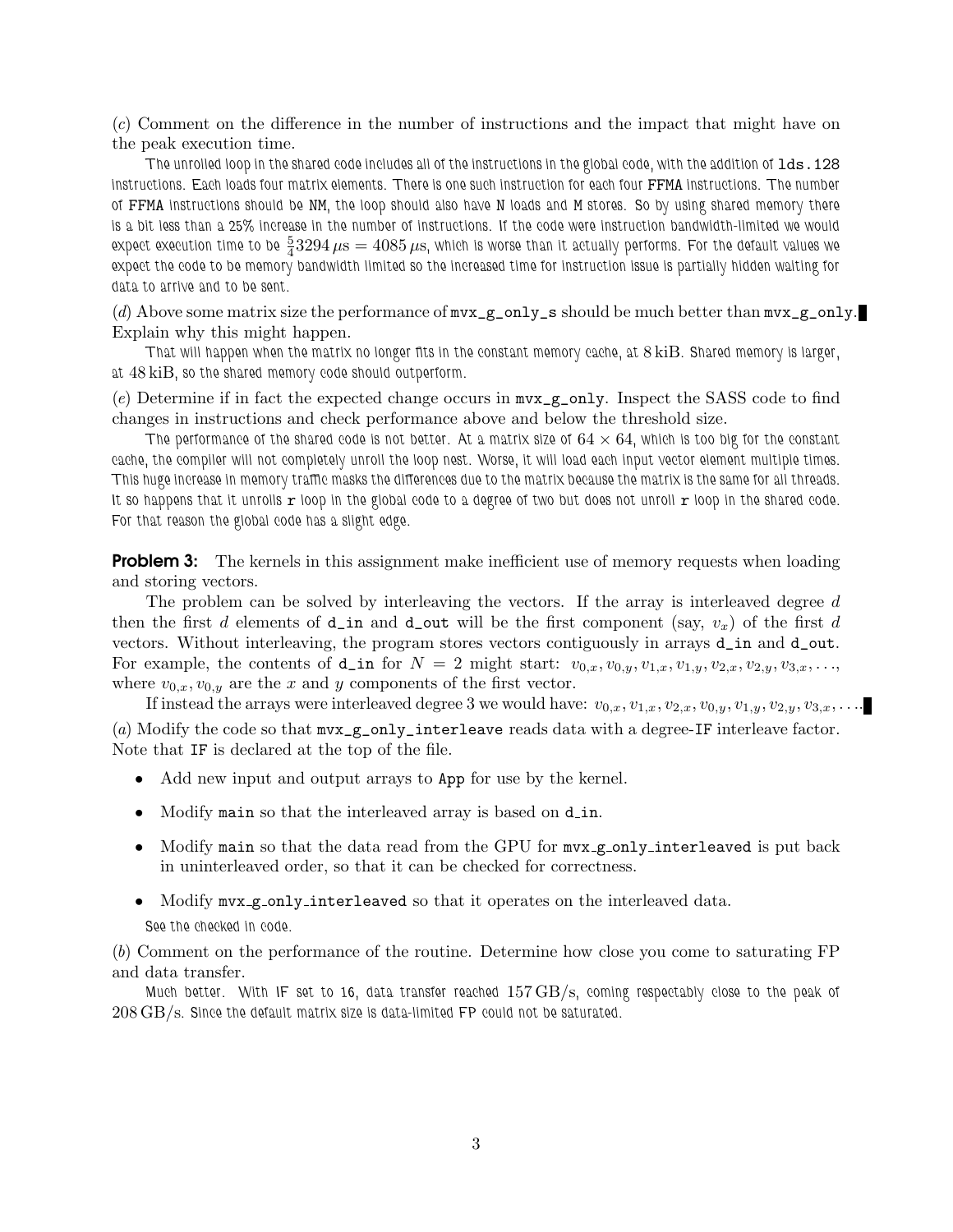(*c*) Comment on the difference in the number of instructions and the impact that might have on the peak execution time.

The unrolled loop in the shared code includes all of the instructions in the global code, with the addition of `lds.128` instructions. Each loads four matrix elements. There is one such instruction for each four `FFMA` instructions. The number of `FFMA` instructions should be `NM`, the loop should also have `N` loads and `M` stores. So by using shared memory there is a bit less than a 25% increase in the number of instructions. If the code were instruction bandwidth-limited we would expect execution time to be $\frac{5}{4}3294\,\mu\text{s} = 4085\,\mu\text{s}$, which is worse than it actually performs. For the default values we expect the code to be memory bandwidth limited so the increased time for instruction issue is partially hidden waiting for data to arrive and to be sent.

(*d*) Above some matrix size the performance of `mvx_g_only_s` should be much better than `mvx_g_only`. Explain why this might happen.

That will happen when the matrix no longer fits in the constant memory cache, at 8 kiB. Shared memory is larger, at 48 kiB, so the shared memory code should outperform.

(*e*) Determine if in fact the expected change occurs in `mvx_g_only`. Inspect the SASS code to find changes in instructions and check performance above and below the threshold size.

The performance of the shared code is not better. At a matrix size of $64 \times 64$, which is too big for the constant cache, the compiler will not completely unroll the loop nest. Worse, it will load each input vector element multiple times. This huge increase in memory traffic masks the differences due to the matrix because the matrix is the same for all threads. It so happens that it unrolls `r` loop in the global code to a degree of two but does not unroll `r` loop in the shared code. For that reason the global code has a slight edge.

**Problem 3:** The kernels in this assignment make inefficient use of memory requests when loading and storing vectors.

The problem can be solved by interleaving the vectors. If the array is interleaved degree $d$ then the first $d$ elements of `d_in` and `d_out` will be the first component (say, $v_x$) of the first $d$ vectors. Without interleaving, the program stores vectors contiguously in arrays `d_in` and `d_out`. For example, the contents of `d_in` for $N = 2$ might start: $v_{0,x}, v_{0,y}, v_{1,x}, v_{1,y}, v_{2,x}, v_{2,y}, v_{3,x}, \ldots$, where $v_{0,x}, v_{0,y}$ are the $x$ and $y$ components of the first vector.

If instead the arrays were interleaved degree 3 we would have: $v_{0,x}, v_{1,x}, v_{2,x}, v_{0,y}, v_{1,y}, v_{2,y}, v_{3,x}, \ldots$.

(*a*) Modify the code so that `mvx_g_only_interleave` reads data with a degree-`IF` interleave factor. Note that `IF` is declared at the top of the file.

- Add new input and output arrays to `App` for use by the kernel.
- Modify `main` so that the interleaved array is based on `d_in`.
- Modify `main` so that the data read from the GPU for `mvx_g_only_interleaved` is put back in uninterleaved order, so that it can be checked for correctness.
- Modify `mvx_g_only_interleaved` so that it operates on the interleaved data.

See the checked in code.

(*b*) Comment on the performance of the routine. Determine how close you come to saturating FP and data transfer.

Much better. With `IF` set to 16, data transfer reached 157 GB/s, coming respectably close to the peak of 208 GB/s. Since the default matrix size is data-limited FP could not be saturated.